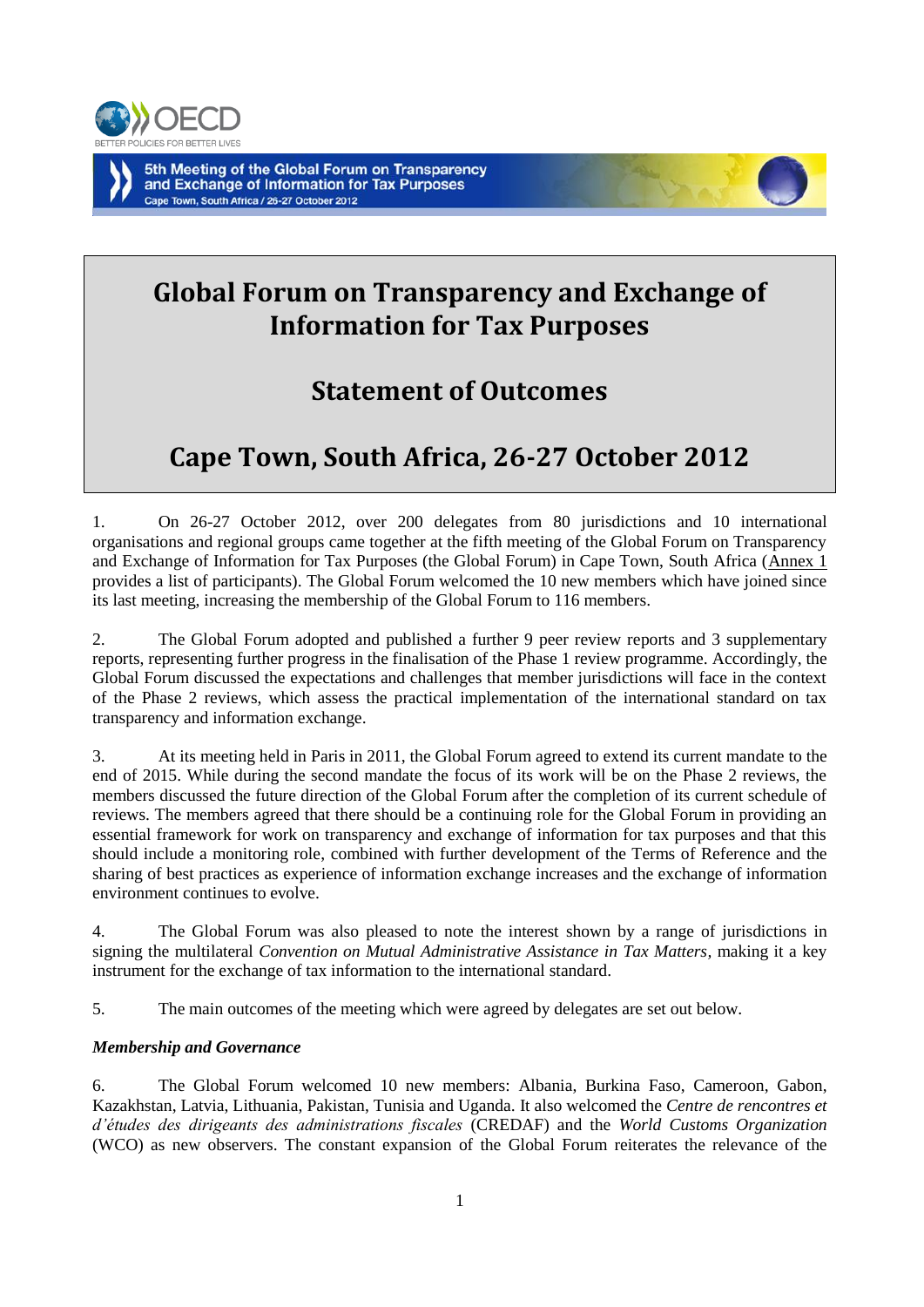# Global Forum on Transparency and Exchange of Information for Tax Purposes

## Statement of Outcomes

## Cape Town, South Africa, 26-27 October 2012

1. On 26-27 October 2012, over 200 delegates from 80 jurisdictions and 10 international organisations and regional groups came together at the fifth meeting of the Global Forum on Transparency and Exchange of Information for Tax Purposes (the Global Forum) in Cape Town, South Africa (Annex 1 provides a list of participants). The Global Forum welcomed the 10 new members which have joined since its last meeting, increasing the membership of the Global Forum to 116 members.

2. The Global Forum adopted and published a further 9 peer review reports and 3 supplementary reports, representing further progress in the finalisation of the Phase 1 review programme. Accordingly, the Global Forum discussed the expectations and challenges that member jurisdictions will face in the context of the Phase 2 reviews, which assess the practical implementation of the international standard on tax transparency and information exchange.

3. At its meeting held in Paris in 2011, the Global Forum agreed to extend its current mandate to the end of 2015. While during the second mandate the focus of its work will be on the Phase 2 reviews, the members discussed the future direction of the Global Forum after the completion of its current schedule of reviews. The members agreed that there should be a continuing role for the Global Forum in providing an essential framework for work on transparency and exchange of information for tax purposes and that this should include a monitoring role, combined with further development of the Terms of Reference and the sharing of best practices as experience of information exchange increases and the exchange of information environment continues to evolve.

4. The Global Forum was also pleased to note the interest shown by a range of jurisdictions in signing the multilateral *Convention on Mutual Administrative Assistance in Tax Matters*, making it a key instrument for the exchange of tax information to the international standard.

5. The main outcomes of the meeting which were agreed by delegates are set out below.

***Membership and Governance***

6. The Global Forum welcomed 10 new members: Albania, Burkina Faso, Cameroon, Gabon, Kazakhstan, Latvia, Lithuania, Pakistan, Tunisia and Uganda. It also welcomed the *Centre de rencontres et d'études des dirigeants des administrations fiscales* (CREDAF) and the *World Customs Organization* (WCO) as new observers. The constant expansion of the Global Forum reiterates the relevance of the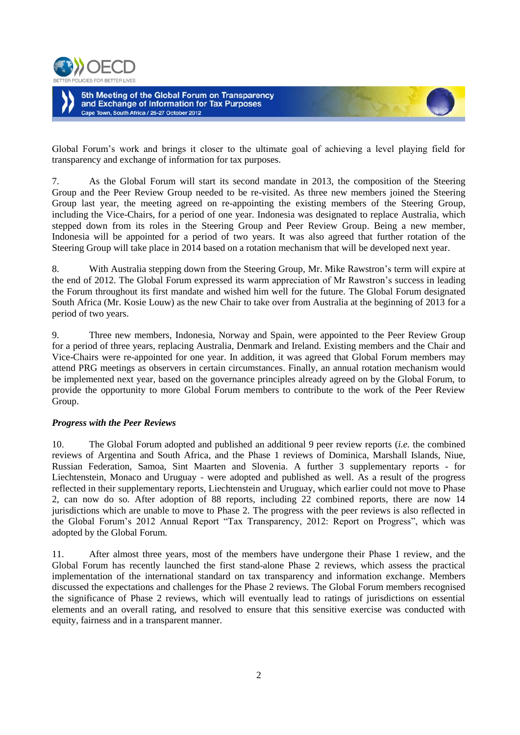Global Forum's work and brings it closer to the ultimate goal of achieving a level playing field for transparency and exchange of information for tax purposes.

7. As the Global Forum will start its second mandate in 2013, the composition of the Steering Group and the Peer Review Group needed to be re-visited. As three new members joined the Steering Group last year, the meeting agreed on re-appointing the existing members of the Steering Group, including the Vice-Chairs, for a period of one year. Indonesia was designated to replace Australia, which stepped down from its roles in the Steering Group and Peer Review Group. Being a new member, Indonesia will be appointed for a period of two years. It was also agreed that further rotation of the Steering Group will take place in 2014 based on a rotation mechanism that will be developed next year.

8. With Australia stepping down from the Steering Group, Mr. Mike Rawstron's term will expire at the end of 2012. The Global Forum expressed its warm appreciation of Mr Rawstron's success in leading the Forum throughout its first mandate and wished him well for the future. The Global Forum designated South Africa (Mr. Kosie Louw) as the new Chair to take over from Australia at the beginning of 2013 for a period of two years.

9. Three new members, Indonesia, Norway and Spain, were appointed to the Peer Review Group for a period of three years, replacing Australia, Denmark and Ireland. Existing members and the Chair and Vice-Chairs were re-appointed for one year. In addition, it was agreed that Global Forum members may attend PRG meetings as observers in certain circumstances. Finally, an annual rotation mechanism would be implemented next year, based on the governance principles already agreed on by the Global Forum, to provide the opportunity to more Global Forum members to contribute to the work of the Peer Review Group.

### *Progress with the Peer Reviews*

10. The Global Forum adopted and published an additional 9 peer review reports (*i.e.* the combined reviews of Argentina and South Africa, and the Phase 1 reviews of Dominica, Marshall Islands, Niue, Russian Federation, Samoa, Sint Maarten and Slovenia. A further 3 supplementary reports - for Liechtenstein, Monaco and Uruguay - were adopted and published as well. As a result of the progress reflected in their supplementary reports, Liechtenstein and Uruguay, which earlier could not move to Phase 2, can now do so. After adoption of 88 reports, including 22 combined reports, there are now 14 jurisdictions which are unable to move to Phase 2. The progress with the peer reviews is also reflected in the Global Forum's 2012 Annual Report "Tax Transparency, 2012: Report on Progress", which was adopted by the Global Forum.

11. After almost three years, most of the members have undergone their Phase 1 review, and the Global Forum has recently launched the first stand-alone Phase 2 reviews, which assess the practical implementation of the international standard on tax transparency and information exchange. Members discussed the expectations and challenges for the Phase 2 reviews. The Global Forum members recognised the significance of Phase 2 reviews, which will eventually lead to ratings of jurisdictions on essential elements and an overall rating, and resolved to ensure that this sensitive exercise was conducted with equity, fairness and in a transparent manner.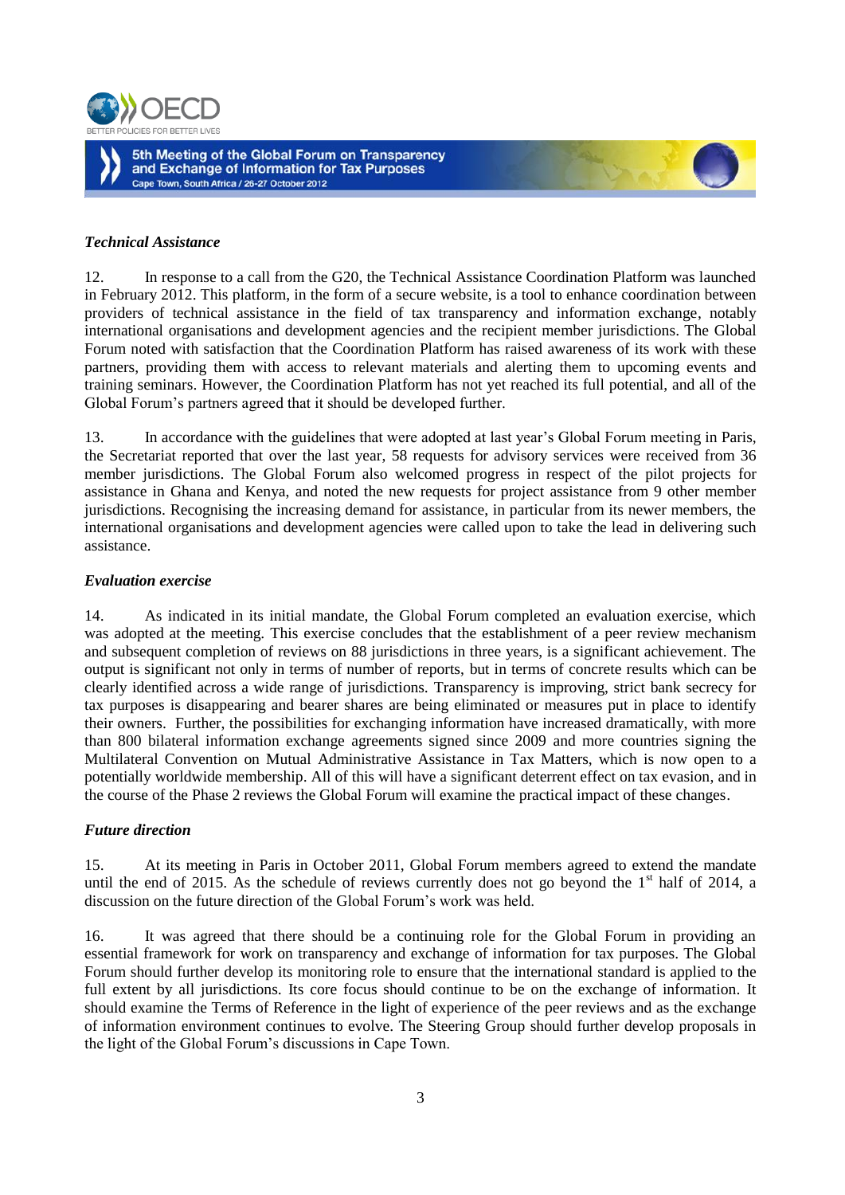### *Technical Assistance*

12. In response to a call from the G20, the Technical Assistance Coordination Platform was launched in February 2012. This platform, in the form of a secure website, is a tool to enhance coordination between providers of technical assistance in the field of tax transparency and information exchange, notably international organisations and development agencies and the recipient member jurisdictions. The Global Forum noted with satisfaction that the Coordination Platform has raised awareness of its work with these partners, providing them with access to relevant materials and alerting them to upcoming events and training seminars. However, the Coordination Platform has not yet reached its full potential, and all of the Global Forum's partners agreed that it should be developed further.

13. In accordance with the guidelines that were adopted at last year's Global Forum meeting in Paris, the Secretariat reported that over the last year, 58 requests for advisory services were received from 36 member jurisdictions. The Global Forum also welcomed progress in respect of the pilot projects for assistance in Ghana and Kenya, and noted the new requests for project assistance from 9 other member jurisdictions. Recognising the increasing demand for assistance, in particular from its newer members, the international organisations and development agencies were called upon to take the lead in delivering such assistance.

### *Evaluation exercise*

14. As indicated in its initial mandate, the Global Forum completed an evaluation exercise, which was adopted at the meeting. This exercise concludes that the establishment of a peer review mechanism and subsequent completion of reviews on 88 jurisdictions in three years, is a significant achievement. The output is significant not only in terms of number of reports, but in terms of concrete results which can be clearly identified across a wide range of jurisdictions. Transparency is improving, strict bank secrecy for tax purposes is disappearing and bearer shares are being eliminated or measures put in place to identify their owners. Further, the possibilities for exchanging information have increased dramatically, with more than 800 bilateral information exchange agreements signed since 2009 and more countries signing the Multilateral Convention on Mutual Administrative Assistance in Tax Matters, which is now open to a potentially worldwide membership. All of this will have a significant deterrent effect on tax evasion, and in the course of the Phase 2 reviews the Global Forum will examine the practical impact of these changes.

### *Future direction*

15. At its meeting in Paris in October 2011, Global Forum members agreed to extend the mandate until the end of 2015. As the schedule of reviews currently does not go beyond the 1st half of 2014, a discussion on the future direction of the Global Forum's work was held.

16. It was agreed that there should be a continuing role for the Global Forum in providing an essential framework for work on transparency and exchange of information for tax purposes. The Global Forum should further develop its monitoring role to ensure that the international standard is applied to the full extent by all jurisdictions. Its core focus should continue to be on the exchange of information. It should examine the Terms of Reference in the light of experience of the peer reviews and as the exchange of information environment continues to evolve. The Steering Group should further develop proposals in the light of the Global Forum's discussions in Cape Town.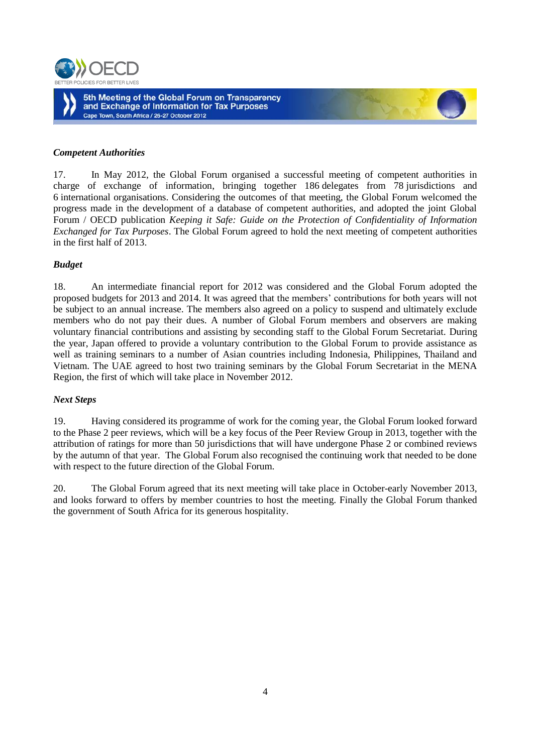### *Competent Authorities*

17. In May 2012, the Global Forum organised a successful meeting of competent authorities in charge of exchange of information, bringing together 186 delegates from 78 jurisdictions and 6 international organisations. Considering the outcomes of that meeting, the Global Forum welcomed the progress made in the development of a database of competent authorities, and adopted the joint Global Forum / OECD publication *Keeping it Safe: Guide on the Protection of Confidentiality of Information Exchanged for Tax Purposes*. The Global Forum agreed to hold the next meeting of competent authorities in the first half of 2013.

### *Budget*

18. An intermediate financial report for 2012 was considered and the Global Forum adopted the proposed budgets for 2013 and 2014. It was agreed that the members' contributions for both years will not be subject to an annual increase. The members also agreed on a policy to suspend and ultimately exclude members who do not pay their dues. A number of Global Forum members and observers are making voluntary financial contributions and assisting by seconding staff to the Global Forum Secretariat. During the year, Japan offered to provide a voluntary contribution to the Global Forum to provide assistance as well as training seminars to a number of Asian countries including Indonesia, Philippines, Thailand and Vietnam. The UAE agreed to host two training seminars by the Global Forum Secretariat in the MENA Region, the first of which will take place in November 2012.

### *Next Steps*

19. Having considered its programme of work for the coming year, the Global Forum looked forward to the Phase 2 peer reviews, which will be a key focus of the Peer Review Group in 2013, together with the attribution of ratings for more than 50 jurisdictions that will have undergone Phase 2 or combined reviews by the autumn of that year. The Global Forum also recognised the continuing work that needed to be done with respect to the future direction of the Global Forum.

20. The Global Forum agreed that its next meeting will take place in October-early November 2013, and looks forward to offers by member countries to host the meeting. Finally the Global Forum thanked the government of South Africa for its generous hospitality.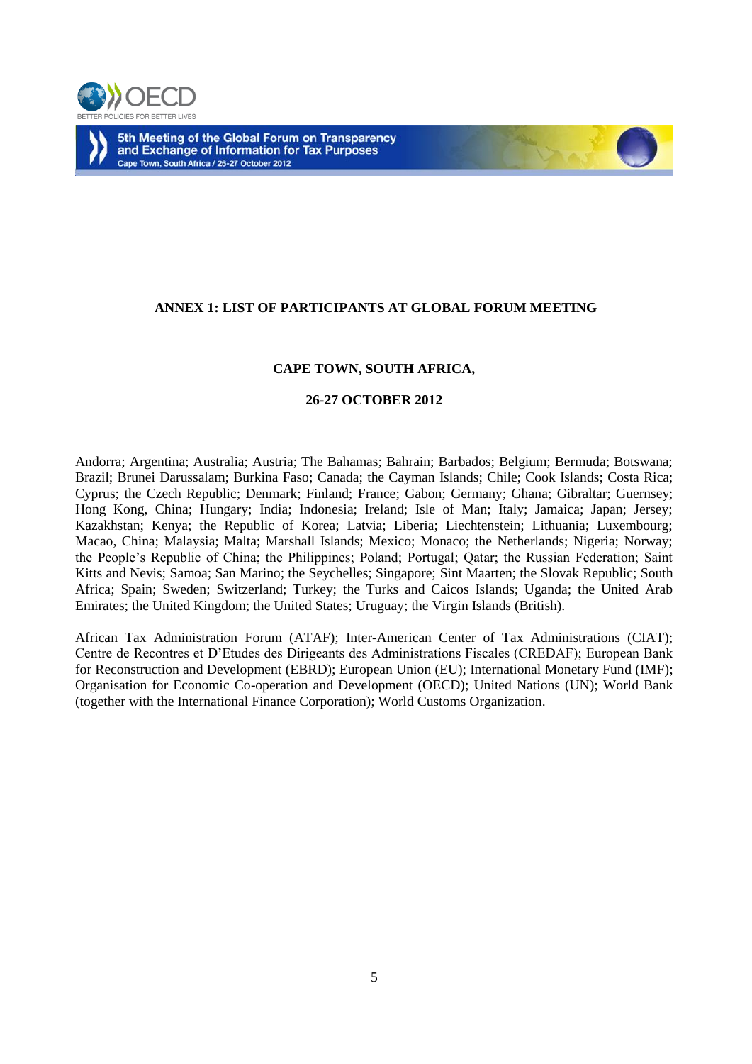## ANNEX 1: LIST OF PARTICIPANTS AT GLOBAL FORUM MEETING

**CAPE TOWN, SOUTH AFRICA,**

**26-27 OCTOBER 2012**

Andorra; Argentina; Australia; Austria; The Bahamas; Bahrain; Barbados; Belgium; Bermuda; Botswana; Brazil; Brunei Darussalam; Burkina Faso; Canada; the Cayman Islands; Chile; Cook Islands; Costa Rica; Cyprus; the Czech Republic; Denmark; Finland; France; Gabon; Germany; Ghana; Gibraltar; Guernsey; Hong Kong, China; Hungary; India; Indonesia; Ireland; Isle of Man; Italy; Jamaica; Japan; Jersey; Kazakhstan; Kenya; the Republic of Korea; Latvia; Liberia; Liechtenstein; Lithuania; Luxembourg; Macao, China; Malaysia; Malta; Marshall Islands; Mexico; Monaco; the Netherlands; Nigeria; Norway; the People's Republic of China; the Philippines; Poland; Portugal; Qatar; the Russian Federation; Saint Kitts and Nevis; Samoa; San Marino; the Seychelles; Singapore; Sint Maarten; the Slovak Republic; South Africa; Spain; Sweden; Switzerland; Turkey; the Turks and Caicos Islands; Uganda; the United Arab Emirates; the United Kingdom; the United States; Uruguay; the Virgin Islands (British).

African Tax Administration Forum (ATAF); Inter-American Center of Tax Administrations (CIAT); Centre de Recontres et D'Etudes des Dirigeants des Administrations Fiscales (CREDAF); European Bank for Reconstruction and Development (EBRD); European Union (EU); International Monetary Fund (IMF); Organisation for Economic Co-operation and Development (OECD); United Nations (UN); World Bank (together with the International Finance Corporation); World Customs Organization.